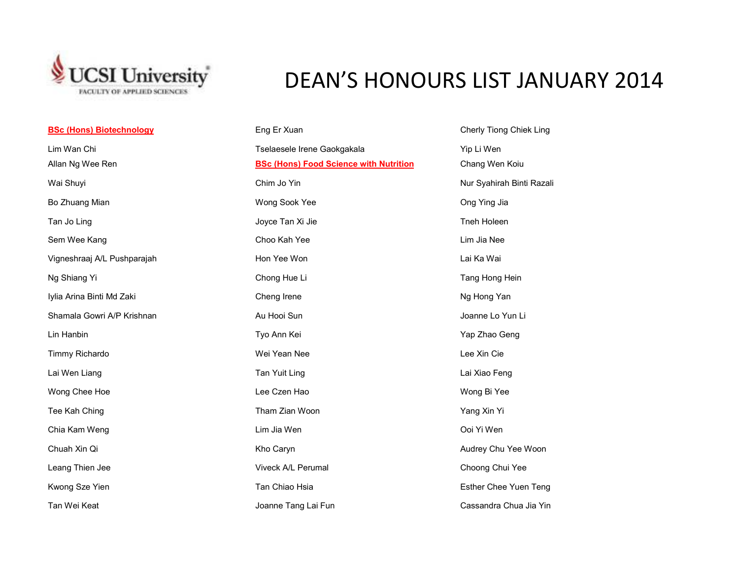# DEAN'S HONOURS LIST JANUARY 2014

UCSI University
FACULTY OF APPLIED SCIENCES

**BSc (Hons) Biotechnology**

Lim Wan Chi

Allan Ng Wee Ren

Wai Shuyi

Bo Zhuang Mian

Tan Jo Ling

Sem Wee Kang

Vigneshraaj A/L Pushparajah

Ng Shiang Yi

Iylia Arina Binti Md Zaki

Shamala Gowri A/P Krishnan

Lin Hanbin

Timmy Richardo

Lai Wen Liang

Wong Chee Hoe

Tee Kah Ching

Chia Kam Weng

Chuah Xin Qi

Leang Thien Jee

Kwong Sze Yien

Tan Wei Keat

Eng Er Xuan

Tselaesele Irene Gaokgakala

**BSc (Hons) Food Science with Nutrition**

Chim Jo Yin

Wong Sook Yee

Joyce Tan Xi Jie

Choo Kah Yee

Hon Yee Won

Chong Hue Li

Cheng Irene

Au Hooi Sun

Tyo Ann Kei

Wei Yean Nee

Tan Yuit Ling

Lee Czen Hao

Tham Zian Woon

Lim Jia Wen

Kho Caryn

Viveck A/L Perumal

Tan Chiao Hsia

Joanne Tang Lai Fun

Cherly Tiong Chiek Ling

Yip Li Wen

Chang Wen Koiu

Nur Syahirah Binti Razali

Ong Ying Jia

Tneh Holeen

Lim Jia Nee

Lai Ka Wai

Tang Hong Hein

Ng Hong Yan

Joanne Lo Yun Li

Yap Zhao Geng

Lee Xin Cie

Lai Xiao Feng

Wong Bi Yee

Yang Xin Yi

Ooi Yi Wen

Audrey Chu Yee Woon

Choong Chui Yee

Esther Chee Yuen Teng

Cassandra Chua Jia Yin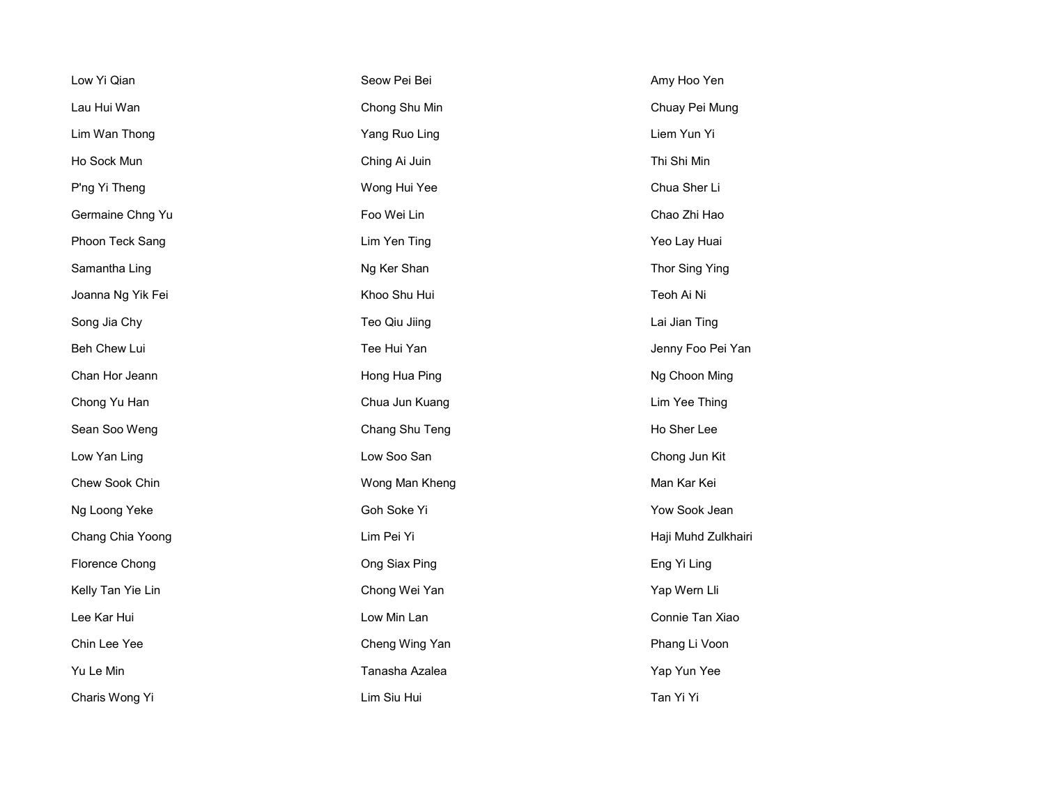Low Yi Qian

Lau Hui Wan

Lim Wan Thong

Ho Sock Mun

P'ng Yi Theng

Germaine Chng Yu

Phoon Teck Sang

Samantha Ling

Joanna Ng Yik Fei

Song Jia Chy

Beh Chew Lui

Chan Hor Jeann

Chong Yu Han

Sean Soo Weng

Low Yan Ling

Chew Sook Chin

Ng Loong Yeke

Chang Chia Yoong

Florence Chong

Kelly Tan Yie Lin

Lee Kar Hui

Chin Lee Yee

Yu Le Min

Charis Wong Yi

Seow Pei Bei

Chong Shu Min

Yang Ruo Ling

Ching Ai Juin

Wong Hui Yee

Foo Wei Lin

Lim Yen Ting

Ng Ker Shan

Khoo Shu Hui

Teo Qiu Jiing

Tee Hui Yan

Hong Hua Ping

Chua Jun Kuang

Chang Shu Teng

Low Soo San

Wong Man Kheng

Goh Soke Yi

Lim Pei Yi

Ong Siax Ping

Chong Wei Yan

Low Min Lan

Cheng Wing Yan

Tanasha Azalea

Lim Siu Hui

Amy Hoo Yen

Chuay Pei Mung

Liem Yun Yi

Thi Shi Min

Chua Sher Li

Chao Zhi Hao

Yeo Lay Huai

Thor Sing Ying

Teoh Ai Ni

Lai Jian Ting

Jenny Foo Pei Yan

Ng Choon Ming

Lim Yee Thing

Ho Sher Lee

Chong Jun Kit

Man Kar Kei

Yow Sook Jean

Haji Muhd Zulkhairi

Eng Yi Ling

Yap Wern Lli

Connie Tan Xiao

Phang Li Voon

Yap Yun Yee

Tan Yi Yi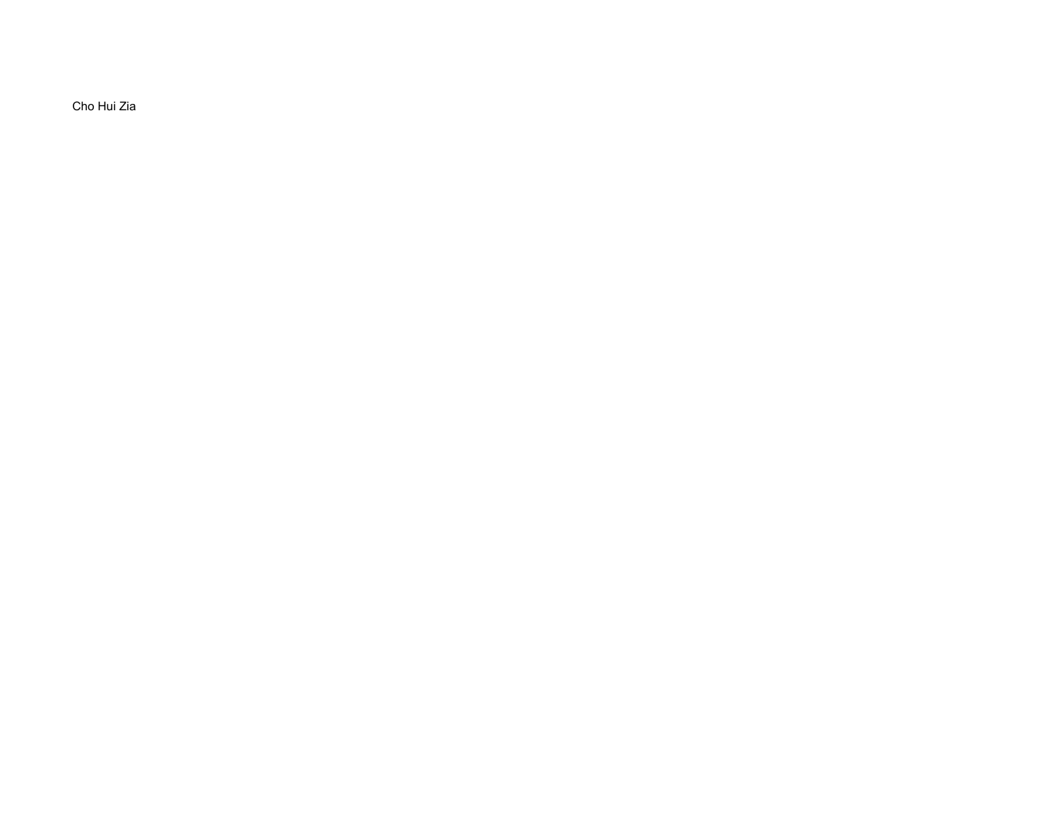Cho Hui Zia